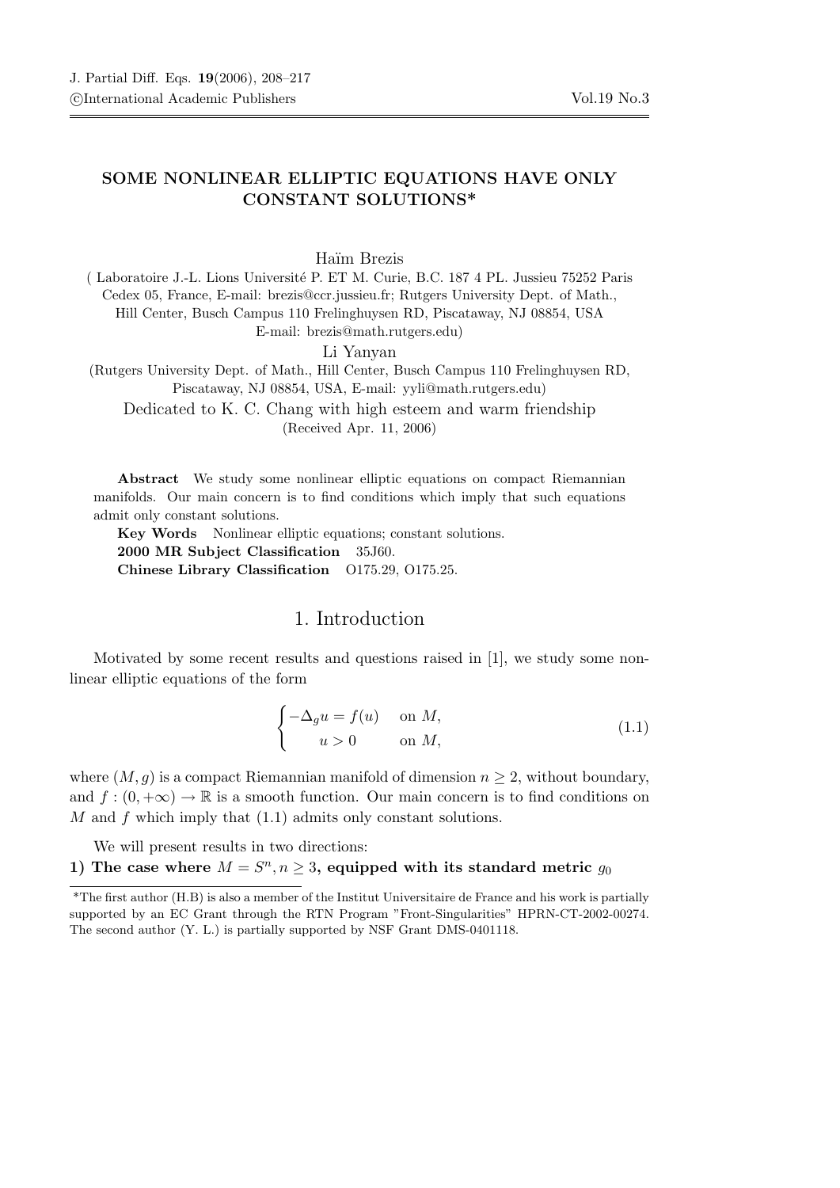# SOME NONLINEAR ELLIPTIC EQUATIONS HAVE ONLY CONSTANT SOLUTIONS*

Haïm Brezis

( Laboratoire J.-L. Lions Université P. ET M. Curie, B.C. 187 4 PL. Jussieu 75252 Paris Cedex 05, France, E-mail: brezis@ccr.jussieu.fr; Rutgers University Dept. of Math., Hill Center, Busch Campus 110 Frelinghuysen RD, Piscataway, NJ 08854, USA E-mail: brezis@math.rutgers.edu)

Li Yanyan

(Rutgers University Dept. of Math., Hill Center, Busch Campus 110 Frelinghuysen RD, Piscataway, NJ 08854, USA, E-mail: yyli@math.rutgers.edu)

Dedicated to K. C. Chang with high esteem and warm friendship

(Received Apr. 11, 2006)

**Abstract** We study some nonlinear elliptic equations on compact Riemannian manifolds. Our main concern is to find conditions which imply that such equations admit only constant solutions.

**Key Words** Nonlinear elliptic equations; constant solutions.

**2000 MR Subject Classification** 35J60.

**Chinese Library Classification** O175.29, O175.25.

## 1. Introduction

Motivated by some recent results and questions raised in [1], we study some nonlinear elliptic equations of the form

$$\begin{cases} -\Delta_g u = f(u) & \text{on } M, \\ \quad\; u > 0 & \text{on } M, \end{cases} \tag{1.1}$$

where $(M, g)$ is a compact Riemannian manifold of dimension $n \geq 2$, without boundary, and $f : (0, +\infty) \to \mathbb{R}$ is a smooth function. Our main concern is to find conditions on $M$ and $f$ which imply that (1.1) admits only constant solutions.

We will present results in two directions:

**1) The case where $M = S^n, n \geq 3$, equipped with its standard metric $g_0$**

*The first author (H.B) is also a member of the Institut Universitaire de France and his work is partially supported by an EC Grant through the RTN Program "Front-Singularities" HPRN-CT-2002-00274. The second author (Y. L.) is partially supported by NSF Grant DMS-0401118.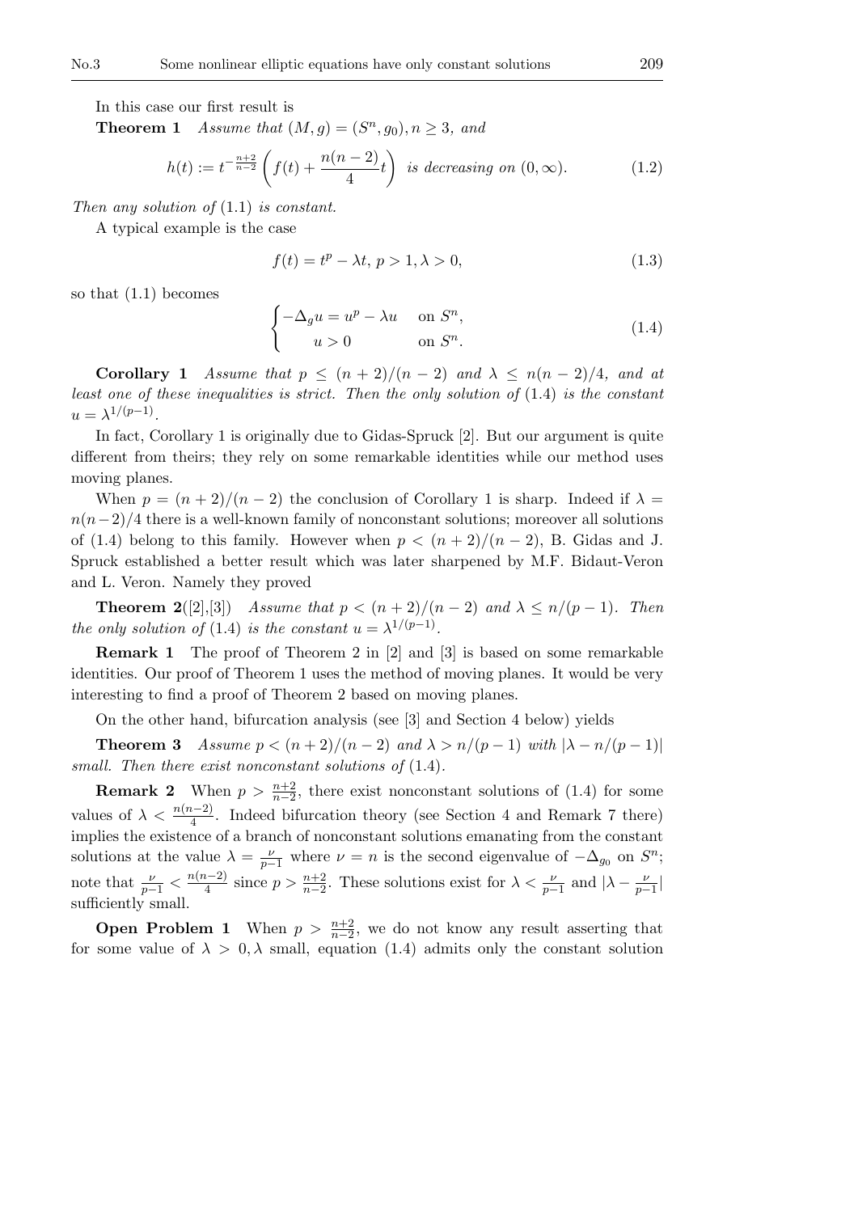In this case our first result is

**Theorem 1** *Assume that* $(M, g) = (S^n, g_0), n \geq 3$, *and*

$$h(t) := t^{-\frac{n+2}{n-2}}\left(f(t) + \frac{n(n-2)}{4}t\right) \text{ is decreasing on } (0, \infty). \tag{1.2}$$

*Then any solution of* (1.1) *is constant.*

A typical example is the case

$$f(t) = t^p - \lambda t, \; p > 1, \lambda > 0, \tag{1.3}$$

so that (1.1) becomes

$$\begin{cases} -\Delta_g u = u^p - \lambda u & \text{on } S^n, \\ \quad\;\; u > 0 & \text{on } S^n. \end{cases} \tag{1.4}$$

**Corollary 1** *Assume that* $p \leq (n+2)/(n-2)$ *and* $\lambda \leq n(n-2)/4$, *and at least one of these inequalities is strict. Then the only solution of* (1.4) *is the constant* $u = \lambda^{1/(p-1)}$.

In fact, Corollary 1 is originally due to Gidas-Spruck [2]. But our argument is quite different from theirs; they rely on some remarkable identities while our method uses moving planes.

When $p = (n+2)/(n-2)$ the conclusion of Corollary 1 is sharp. Indeed if $\lambda = n(n-2)/4$ there is a well-known family of nonconstant solutions; moreover all solutions of (1.4) belong to this family. However when $p < (n+2)/(n-2)$, B. Gidas and J. Spruck established a better result which was later sharpened by M.F. Bidaut-Veron and L. Veron. Namely they proved

**Theorem 2**([2],[3]) *Assume that* $p < (n+2)/(n-2)$ *and* $\lambda \leq n/(p-1)$. *Then the only solution of* (1.4) *is the constant* $u = \lambda^{1/(p-1)}$.

**Remark 1** The proof of Theorem 2 in [2] and [3] is based on some remarkable identities. Our proof of Theorem 1 uses the method of moving planes. It would be very interesting to find a proof of Theorem 2 based on moving planes.

On the other hand, bifurcation analysis (see [3] and Section 4 below) yields

**Theorem 3** *Assume* $p < (n+2)/(n-2)$ *and* $\lambda > n/(p-1)$ *with* $|\lambda - n/(p-1)|$ *small. Then there exist nonconstant solutions of* (1.4).

**Remark 2** When $p > \frac{n+2}{n-2}$, there exist nonconstant solutions of (1.4) for some values of $\lambda < \frac{n(n-2)}{4}$. Indeed bifurcation theory (see Section 4 and Remark 7 there) implies the existence of a branch of nonconstant solutions emanating from the constant solutions at the value $\lambda = \frac{\nu}{p-1}$ where $\nu = n$ is the second eigenvalue of $-\Delta_{g_0}$ on $S^n$; note that $\frac{\nu}{p-1} < \frac{n(n-2)}{4}$ since $p > \frac{n+2}{n-2}$. These solutions exist for $\lambda < \frac{\nu}{p-1}$ and $|\lambda - \frac{\nu}{p-1}|$ sufficiently small.

**Open Problem 1** When $p > \frac{n+2}{n-2}$, we do not know any result asserting that for some value of $\lambda > 0, \lambda$ small, equation (1.4) admits only the constant solution